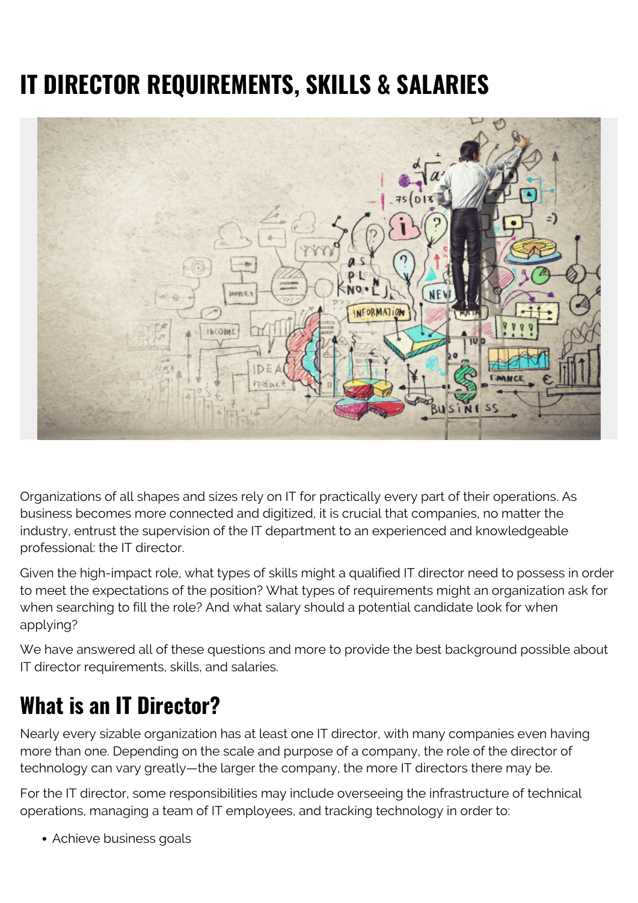# IT DIRECTOR REQUIREMENTS, SKILLS & SALARIES

Organizations of all shapes and sizes rely on IT for practically every part of their operations. As business becomes more connected and digitized, it is crucial that companies, no matter the industry, entrust the supervision of the IT department to an experienced and knowledgeable professional: the IT director.

Given the high-impact role, what types of skills might a qualified IT director need to possess in order to meet the expectations of the position? What types of requirements might an organization ask for when searching to fill the role? And what salary should a potential candidate look for when applying?

We have answered all of these questions and more to provide the best background possible about IT director requirements, skills, and salaries.

## What is an IT Director?

Nearly every sizable organization has at least one IT director, with many companies even having more than one. Depending on the scale and purpose of a company, the role of the director of technology can vary greatly—the larger the company, the more IT directors there may be.

For the IT director, some responsibilities may include overseeing the infrastructure of technical operations, managing a team of IT employees, and tracking technology in order to:

- Achieve business goals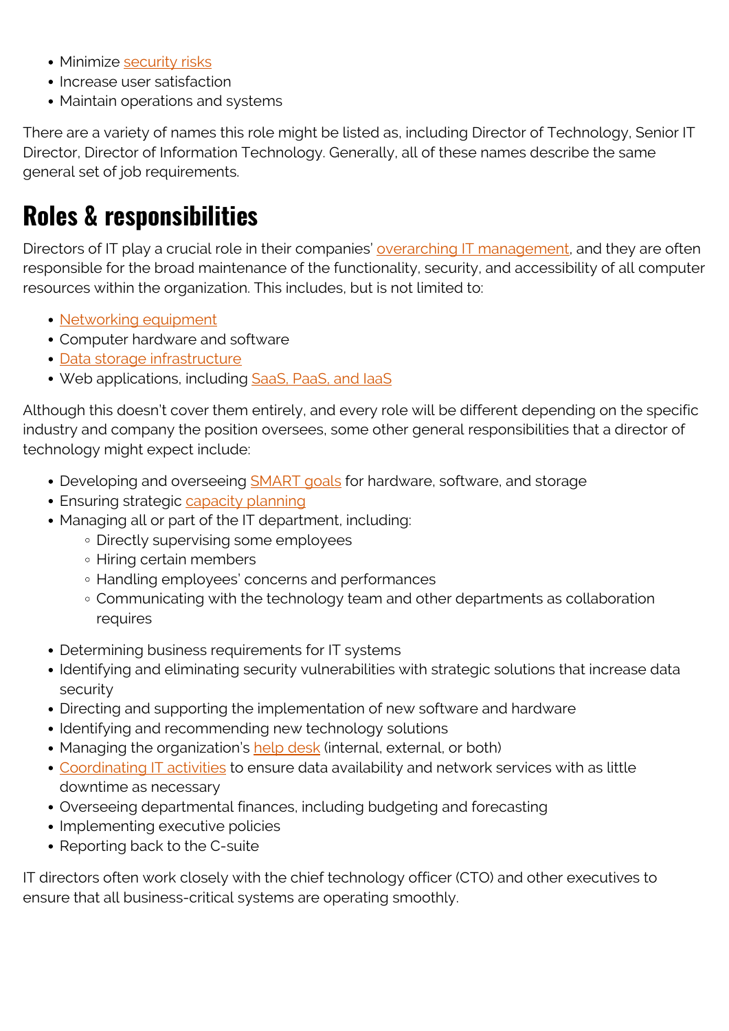- Minimize security risks
- Increase user satisfaction
- Maintain operations and systems

There are a variety of names this role might be listed as, including Director of Technology, Senior IT Director, Director of Information Technology. Generally, all of these names describe the same general set of job requirements.

## Roles & responsibilities

Directors of IT play a crucial role in their companies' overarching IT management, and they are often responsible for the broad maintenance of the functionality, security, and accessibility of all computer resources within the organization. This includes, but is not limited to:

- Networking equipment
- Computer hardware and software
- Data storage infrastructure
- Web applications, including SaaS, PaaS, and IaaS

Although this doesn't cover them entirely, and every role will be different depending on the specific industry and company the position oversees, some other general responsibilities that a director of technology might expect include:

- Developing and overseeing SMART goals for hardware, software, and storage
- Ensuring strategic capacity planning
- Managing all or part of the IT department, including:
    - Directly supervising some employees
    - Hiring certain members
    - Handling employees' concerns and performances
    - Communicating with the technology team and other departments as collaboration requires
- Determining business requirements for IT systems
- Identifying and eliminating security vulnerabilities with strategic solutions that increase data security
- Directing and supporting the implementation of new software and hardware
- Identifying and recommending new technology solutions
- Managing the organization's help desk (internal, external, or both)
- Coordinating IT activities to ensure data availability and network services with as little downtime as necessary
- Overseeing departmental finances, including budgeting and forecasting
- Implementing executive policies
- Reporting back to the C-suite

IT directors often work closely with the chief technology officer (CTO) and other executives to ensure that all business-critical systems are operating smoothly.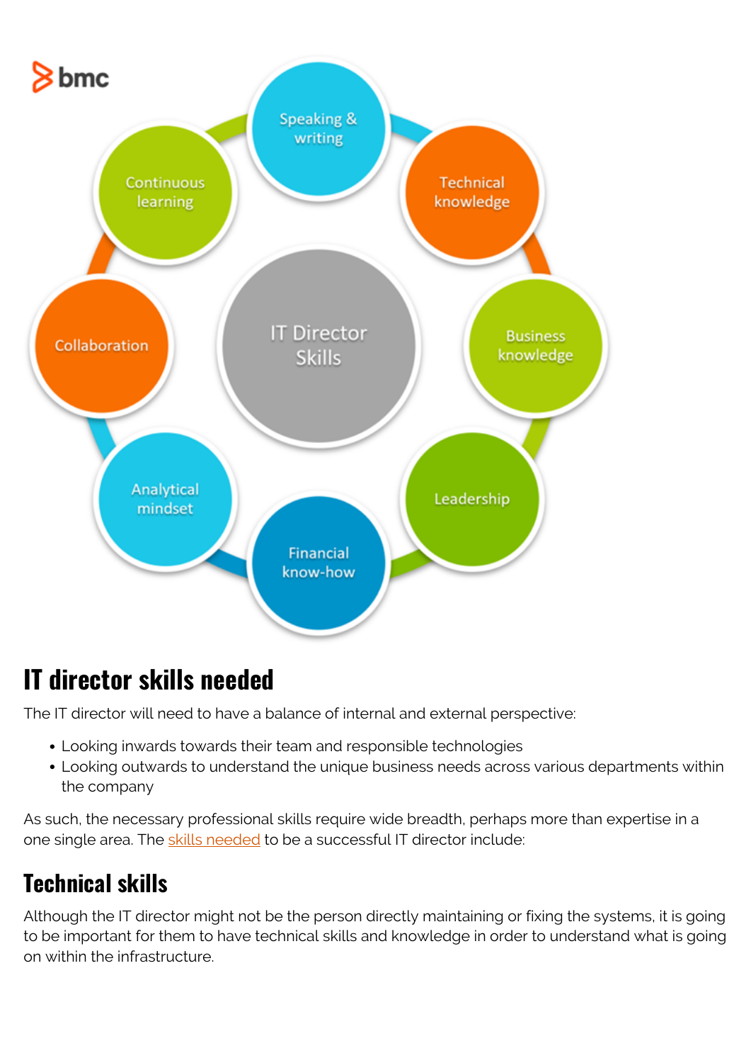## IT director skills needed

The IT director will need to have a balance of internal and external perspective:

- Looking inwards towards their team and responsible technologies
- Looking outwards to understand the unique business needs across various departments within the company

As such, the necessary professional skills require wide breadth, perhaps more than expertise in a one single area. The skills needed to be a successful IT director include:

### Technical skills

Although the IT director might not be the person directly maintaining or fixing the systems, it is going to be important for them to have technical skills and knowledge in order to understand what is going on within the infrastructure.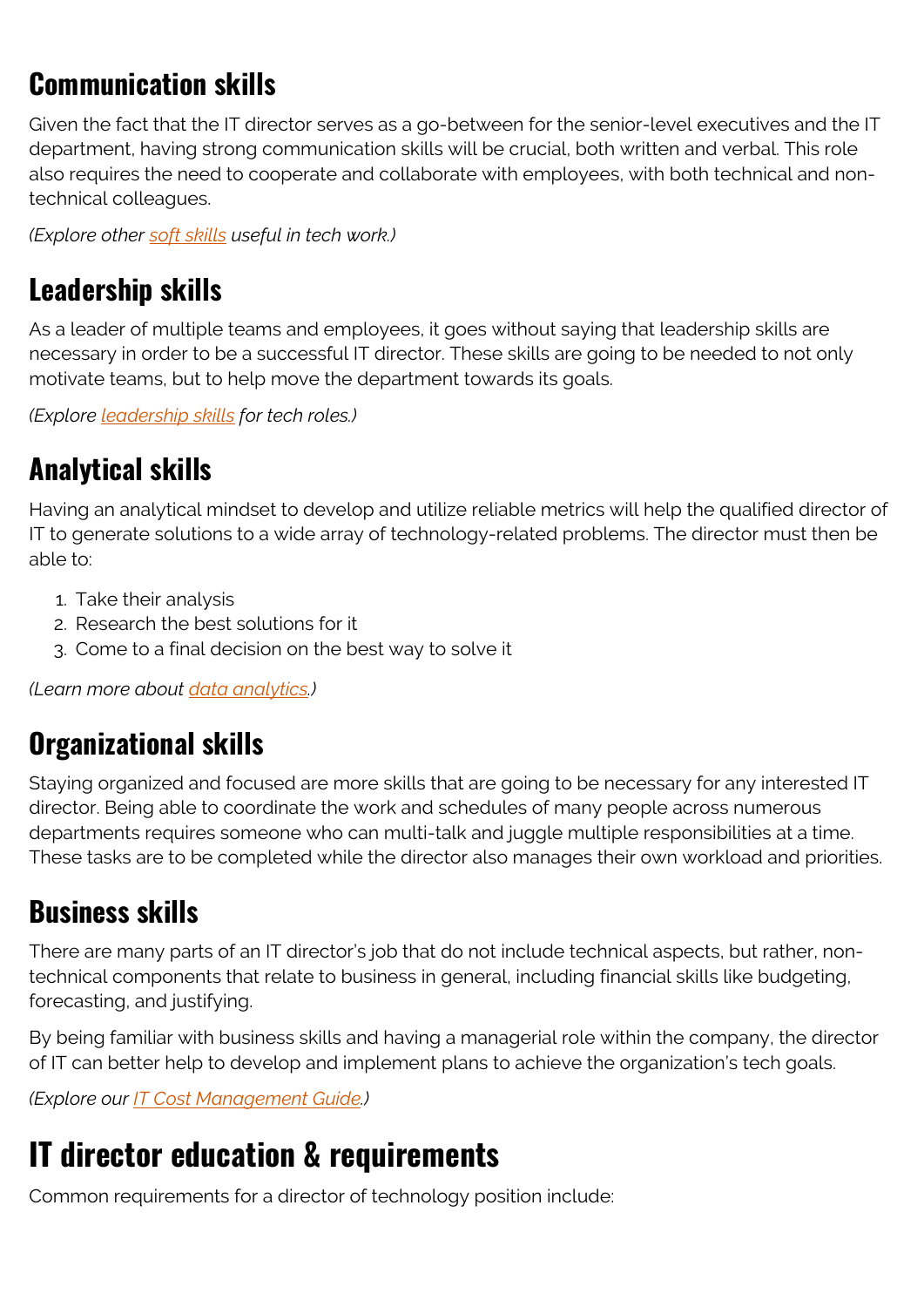## Communication skills

Given the fact that the IT director serves as a go-between for the senior-level executives and the IT department, having strong communication skills will be crucial, both written and verbal. This role also requires the need to cooperate and collaborate with employees, with both technical and non-technical colleagues.

*(Explore other soft skills useful in tech work.)*

## Leadership skills

As a leader of multiple teams and employees, it goes without saying that leadership skills are necessary in order to be a successful IT director. These skills are going to be needed to not only motivate teams, but to help move the department towards its goals.

*(Explore leadership skills for tech roles.)*

## Analytical skills

Having an analytical mindset to develop and utilize reliable metrics will help the qualified director of IT to generate solutions to a wide array of technology-related problems. The director must then be able to:

1. Take their analysis
2. Research the best solutions for it
3. Come to a final decision on the best way to solve it

*(Learn more about data analytics.)*

## Organizational skills

Staying organized and focused are more skills that are going to be necessary for any interested IT director. Being able to coordinate the work and schedules of many people across numerous departments requires someone who can multi-talk and juggle multiple responsibilities at a time. These tasks are to be completed while the director also manages their own workload and priorities.

## Business skills

There are many parts of an IT director's job that do not include technical aspects, but rather, non-technical components that relate to business in general, including financial skills like budgeting, forecasting, and justifying.

By being familiar with business skills and having a managerial role within the company, the director of IT can better help to develop and implement plans to achieve the organization's tech goals.

*(Explore our IT Cost Management Guide.)*

# IT director education & requirements

Common requirements for a director of technology position include: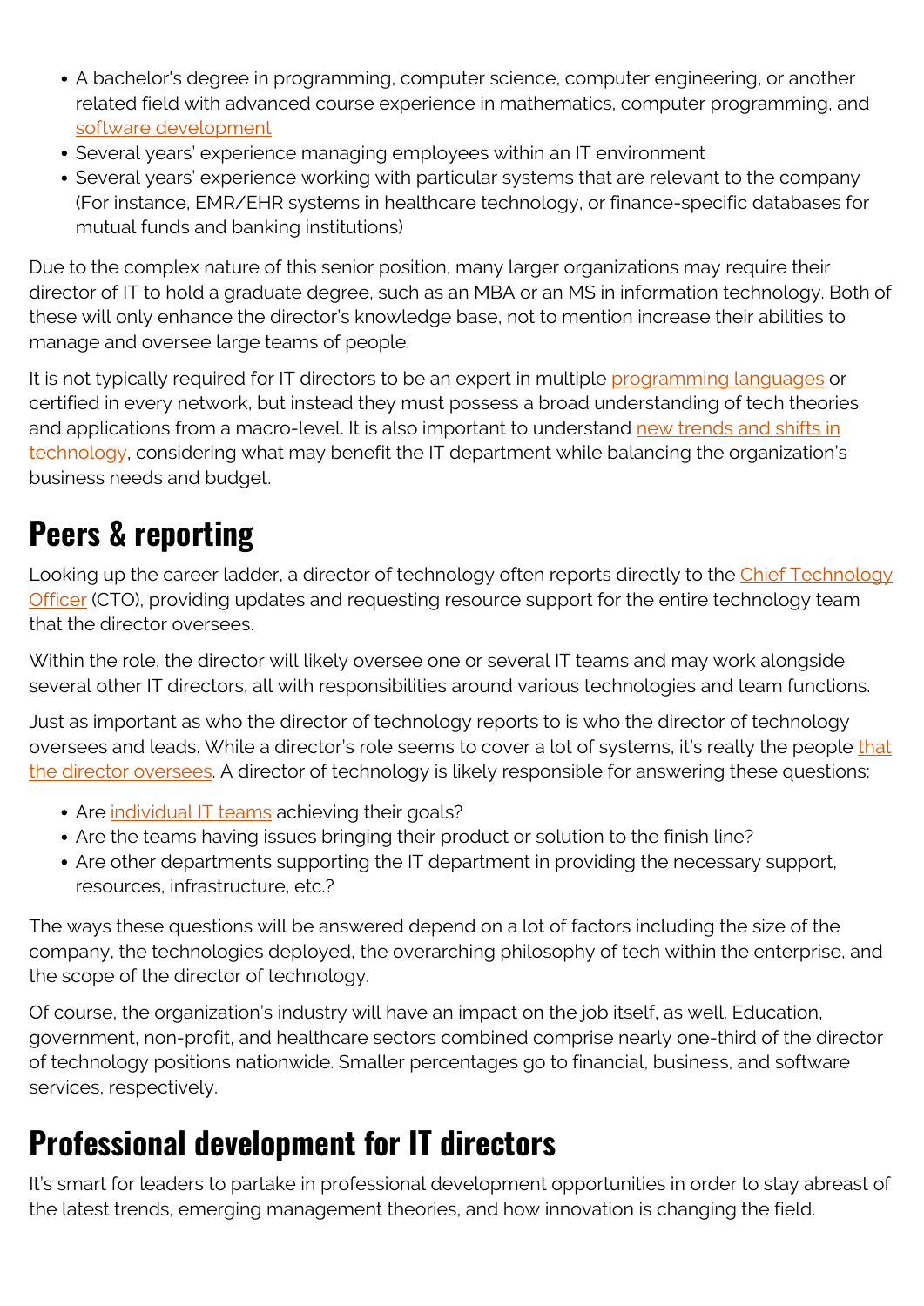- A bachelor's degree in programming, computer science, computer engineering, or another related field with advanced course experience in mathematics, computer programming, and software development
- Several years' experience managing employees within an IT environment
- Several years' experience working with particular systems that are relevant to the company (For instance, EMR/EHR systems in healthcare technology, or finance-specific databases for mutual funds and banking institutions)

Due to the complex nature of this senior position, many larger organizations may require their director of IT to hold a graduate degree, such as an MBA or an MS in information technology. Both of these will only enhance the director's knowledge base, not to mention increase their abilities to manage and oversee large teams of people.

It is not typically required for IT directors to be an expert in multiple programming languages or certified in every network, but instead they must possess a broad understanding of tech theories and applications from a macro-level. It is also important to understand new trends and shifts in technology, considering what may benefit the IT department while balancing the organization's business needs and budget.

## Peers & reporting

Looking up the career ladder, a director of technology often reports directly to the Chief Technology Officer (CTO), providing updates and requesting resource support for the entire technology team that the director oversees.

Within the role, the director will likely oversee one or several IT teams and may work alongside several other IT directors, all with responsibilities around various technologies and team functions.

Just as important as who the director of technology reports to is who the director of technology oversees and leads. While a director's role seems to cover a lot of systems, it's really the people that the director oversees. A director of technology is likely responsible for answering these questions:

- Are individual IT teams achieving their goals?
- Are the teams having issues bringing their product or solution to the finish line?
- Are other departments supporting the IT department in providing the necessary support, resources, infrastructure, etc.?

The ways these questions will be answered depend on a lot of factors including the size of the company, the technologies deployed, the overarching philosophy of tech within the enterprise, and the scope of the director of technology.

Of course, the organization's industry will have an impact on the job itself, as well. Education, government, non-profit, and healthcare sectors combined comprise nearly one-third of the director of technology positions nationwide. Smaller percentages go to financial, business, and software services, respectively.

## Professional development for IT directors

It's smart for leaders to partake in professional development opportunities in order to stay abreast of the latest trends, emerging management theories, and how innovation is changing the field.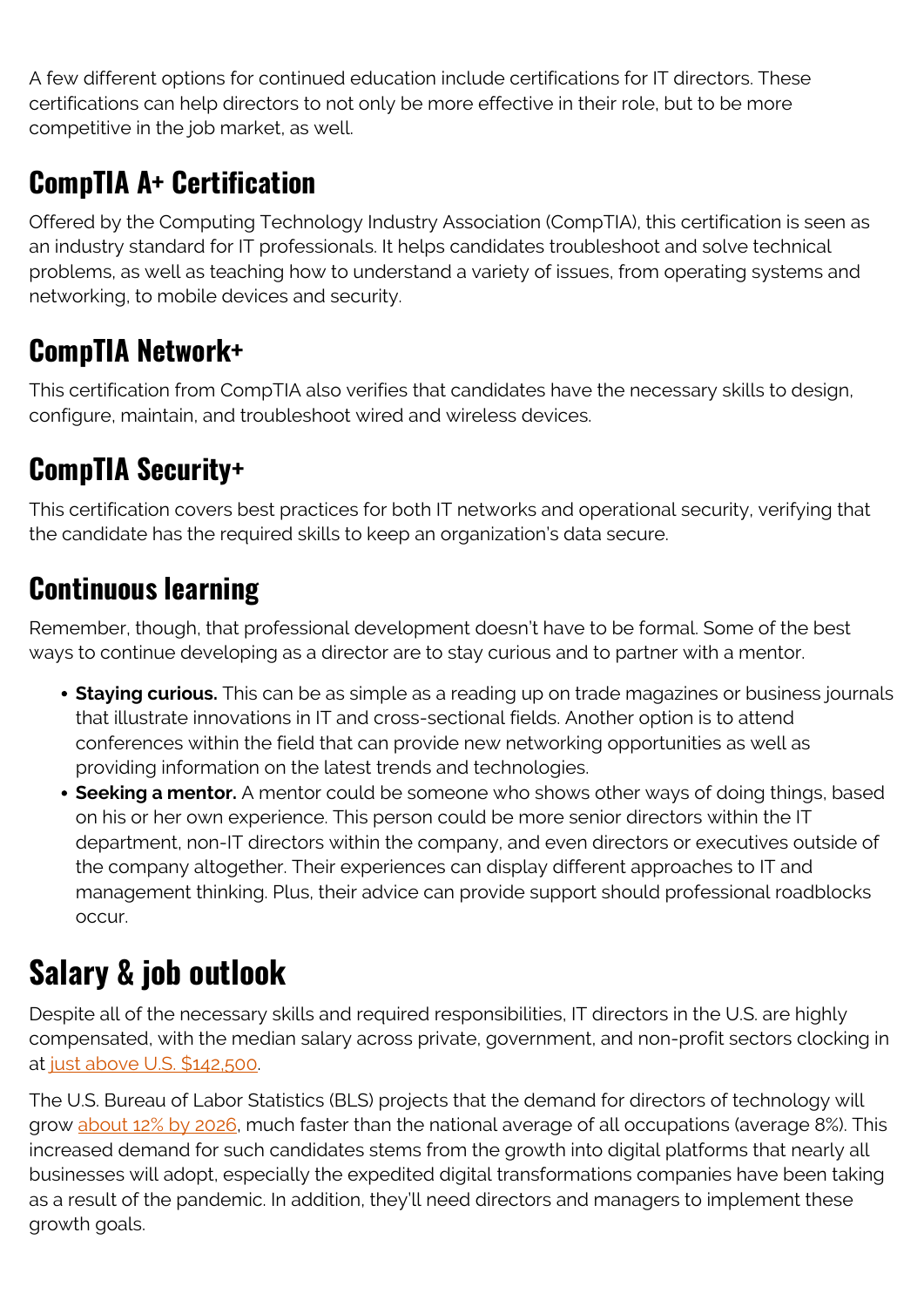A few different options for continued education include certifications for IT directors. These certifications can help directors to not only be more effective in their role, but to be more competitive in the job market, as well.

### CompTIA A+ Certification

Offered by the Computing Technology Industry Association (CompTIA), this certification is seen as an industry standard for IT professionals. It helps candidates troubleshoot and solve technical problems, as well as teaching how to understand a variety of issues, from operating systems and networking, to mobile devices and security.

### CompTIA Network+

This certification from CompTIA also verifies that candidates have the necessary skills to design, configure, maintain, and troubleshoot wired and wireless devices.

### CompTIA Security+

This certification covers best practices for both IT networks and operational security, verifying that the candidate has the required skills to keep an organization's data secure.

### Continuous learning

Remember, though, that professional development doesn't have to be formal. Some of the best ways to continue developing as a director are to stay curious and to partner with a mentor.

- **Staying curious.** This can be as simple as a reading up on trade magazines or business journals that illustrate innovations in IT and cross-sectional fields. Another option is to attend conferences within the field that can provide new networking opportunities as well as providing information on the latest trends and technologies.
- **Seeking a mentor.** A mentor could be someone who shows other ways of doing things, based on his or her own experience. This person could be more senior directors within the IT department, non-IT directors within the company, and even directors or executives outside of the company altogether. Their experiences can display different approaches to IT and management thinking. Plus, their advice can provide support should professional roadblocks occur.

## Salary & job outlook

Despite all of the necessary skills and required responsibilities, IT directors in the U.S. are highly compensated, with the median salary across private, government, and non-profit sectors clocking in at just above U.S. $142,500.

The U.S. Bureau of Labor Statistics (BLS) projects that the demand for directors of technology will grow about 12% by 2026, much faster than the national average of all occupations (average 8%). This increased demand for such candidates stems from the growth into digital platforms that nearly all businesses will adopt, especially the expedited digital transformations companies have been taking as a result of the pandemic. In addition, they'll need directors and managers to implement these growth goals.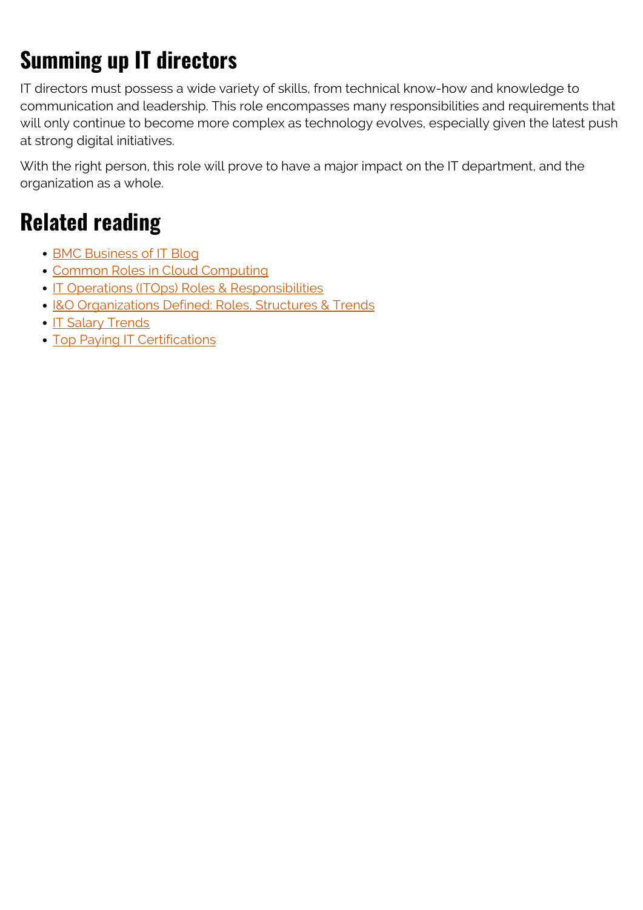## Summing up IT directors

IT directors must possess a wide variety of skills, from technical know-how and knowledge to communication and leadership. This role encompasses many responsibilities and requirements that will only continue to become more complex as technology evolves, especially given the latest push at strong digital initiatives.

With the right person, this role will prove to have a major impact on the IT department, and the organization as a whole.

## Related reading

- BMC Business of IT Blog
- Common Roles in Cloud Computing
- IT Operations (ITOps) Roles & Responsibilities
- I&O Organizations Defined: Roles, Structures & Trends
- IT Salary Trends
- Top Paying IT Certifications